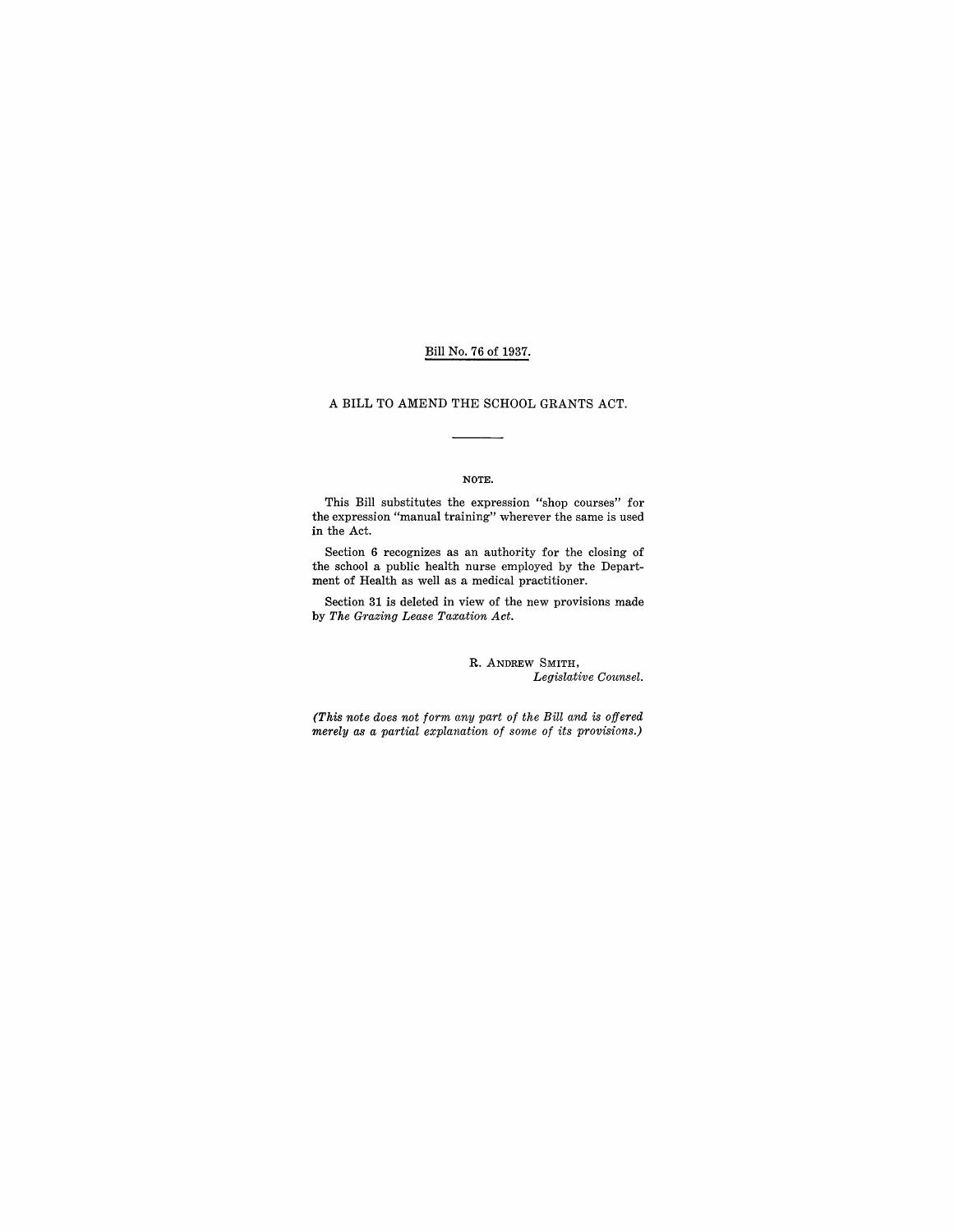Bill No. 76 of 1937.

# A BILL TO AMEND THE SCHOOL GRANTS ACT.

---

## NOTE.

This Bill substitutes the expression "shop courses" for the expression "manual training" wherever the same is used in the Act.

Section 6 recognizes as an authority for the closing of the school a public health nurse employed by the Department of Health as well as a medical practitioner.

Section 31 is deleted in view of the new provisions made by *The Grazing Lease Taxation Act.*

R. ANDREW SMITH,
*Legislative Counsel.*

*(This note does not form any part of the Bill and is offered merely as a partial explanation of some of its provisions.)*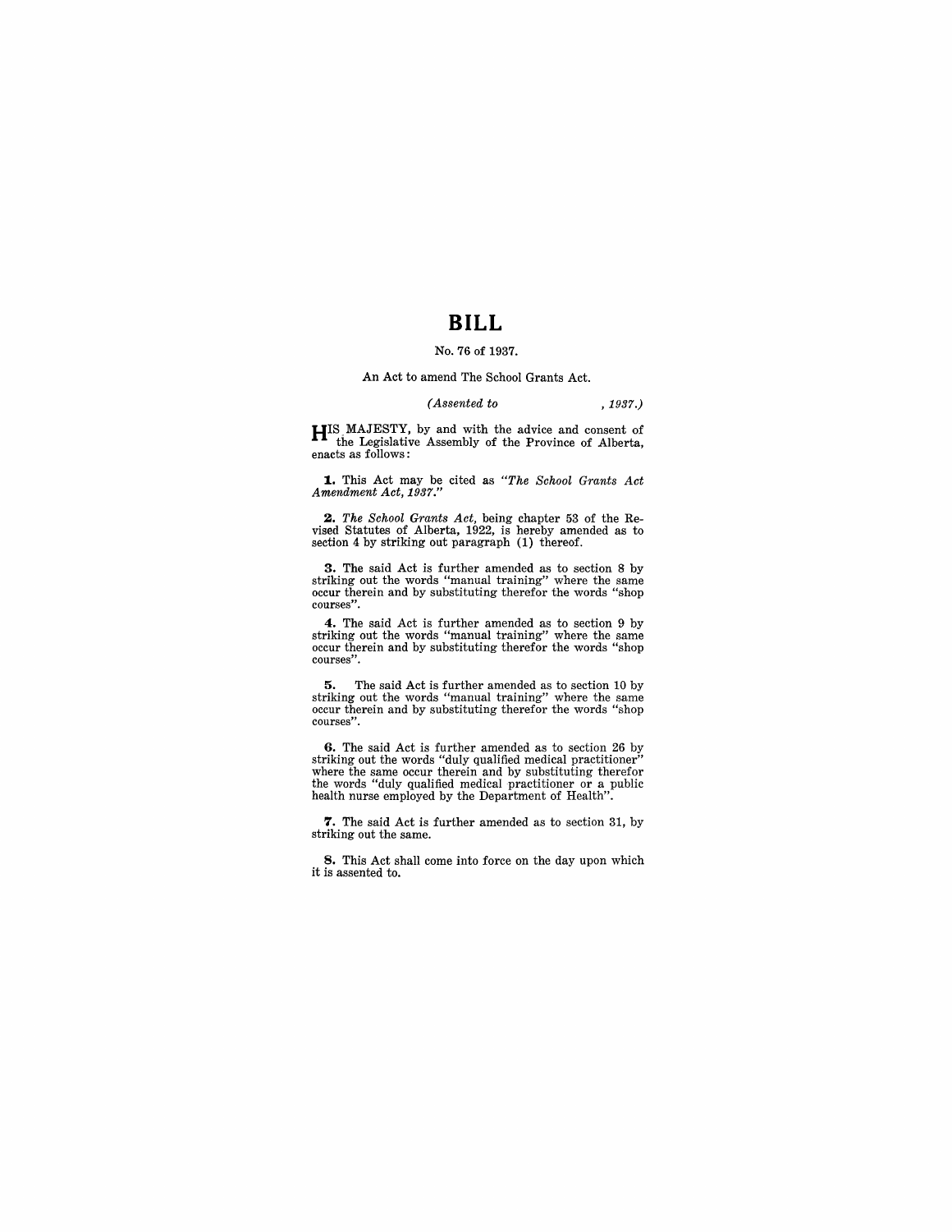# BILL

No. 76 of 1937.

An Act to amend The School Grants Act.

*(Assented to , 1937.)*

HIS MAJESTY, by and with the advice and consent of the Legislative Assembly of the Province of Alberta, enacts as follows:

**1.** This Act may be cited as *"The School Grants Act Amendment Act, 1937."*

**2.** *The School Grants Act*, being chapter 53 of the Revised Statutes of Alberta, 1922, is hereby amended as to section 4 by striking out paragraph (l) thereof.

**3.** The said Act is further amended as to section 8 by striking out the words "manual training" where the same occur therein and by substituting therefor the words "shop courses".

**4.** The said Act is further amended as to section 9 by striking out the words "manual training" where the same occur therein and by substituting therefor the words "shop courses".

**5.** The said Act is further amended as to section 10 by striking out the words "manual training" where the same occur therein and by substituting therefor the words "shop courses".

**6.** The said Act is further amended as to section 26 by striking out the words "duly qualified medical practitioner" where the same occur therein and by substituting therefor the words "duly qualified medical practitioner or a public health nurse employed by the Department of Health".

**7.** The said Act is further amended as to section 31, by striking out the same.

**8.** This Act shall come into force on the day upon which it is assented to.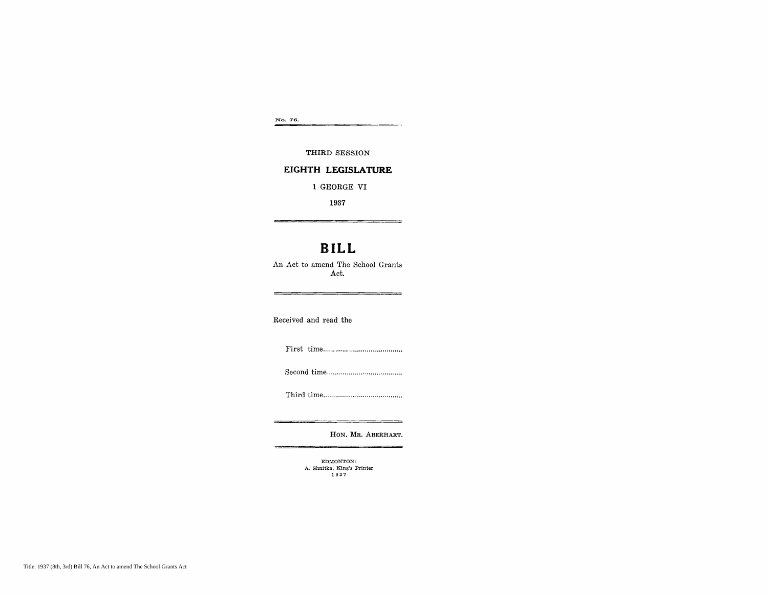No. 76.

THIRD SESSION

**EIGHTH LEGISLATURE**

1 GEORGE VI

1937

# BILL

An Act to amend The School Grants Act.

Received and read the

First time........................................

Second time......................................

Third time........................................

HON. MR. ABERHART.

EDMONTON:
A. Shnitka, King's Printer
1937

Title: 1937 (8th, 3rd) Bill 76, An Act to amend The School Grants Act